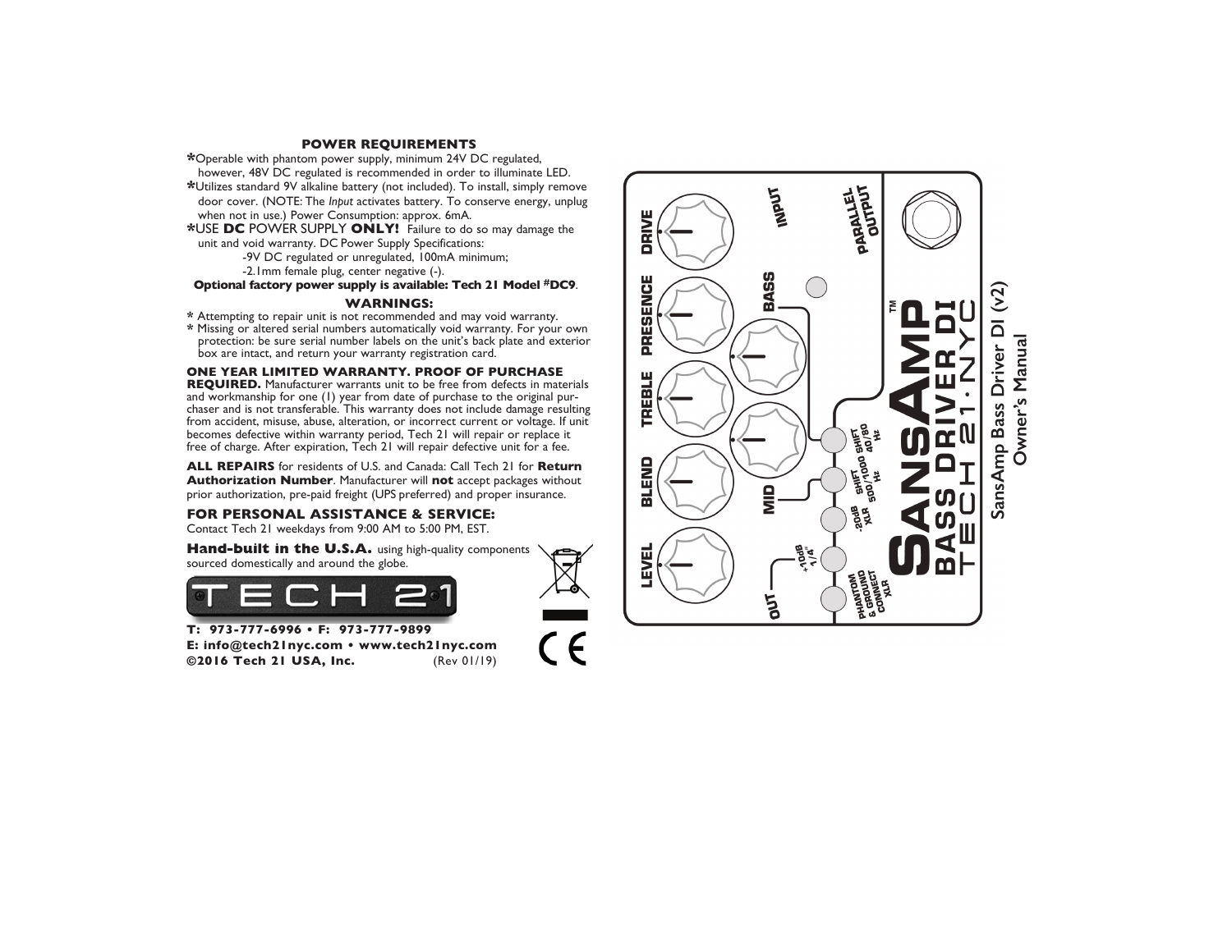## POWER REQUIREMENTS

- *Operable with phantom power supply, minimum 24V DC regulated, however, 48V DC regulated is recommended in order to illuminate LED.
- *Utilizes standard 9V alkaline battery (not included). To install, simply remove door cover. (NOTE: The *Input* activates battery. To conserve energy, unplug when not in use.) Power Consumption: approx. 6mA.
- *USE **DC** POWER SUPPLY **ONLY!** Failure to do so may damage the unit and void warranty. DC Power Supply Specifications:
  - -9V DC regulated or unregulated, 100mA minimum;
  - -2.1mm female plug, center negative (-).

**Optional factory power supply is available: Tech 21 Model #DC9**.

## WARNINGS:

- * Attempting to repair unit is not recommended and may void warranty.
- * Missing or altered serial numbers automatically void warranty. For your own protection: be sure serial number labels on the unit's back plate and exterior box are intact, and return your warranty registration card.

**ONE YEAR LIMITED WARRANTY. PROOF OF PURCHASE REQUIRED.** Manufacturer warrants unit to be free from defects in materials and workmanship for one (1) year from date of purchase to the original purchaser and is not transferable. This warranty does not include damage resulting from accident, misuse, abuse, alteration, or incorrect current or voltage. If unit becomes defective within warranty period, Tech 21 will repair or replace it free of charge. After expiration, Tech 21 will repair defective unit for a fee.

**ALL REPAIRS** for residents of U.S. and Canada: Call Tech 21 for **Return Authorization Number**. Manufacturer will **not** accept packages without prior authorization, pre-paid freight (UPS preferred) and proper insurance.

**FOR PERSONAL ASSISTANCE & SERVICE:**
Contact Tech 21 weekdays from 9:00 AM to 5:00 PM, EST.

**Hand-built in the U.S.A.** using high-quality components sourced domestically and around the globe.

TECH 21

**T: 973-777-6996 • F: 973-777-9899**
**E: info@tech21nyc.com • www.tech21nyc.com**
**©2016 Tech 21 USA, Inc.** (Rev 01/19)

LEVEL · BLEND · TREBLE · PRESENCE · DRIVE · MID · BASS · INPUT · PARALLEL OUTPUT · OUT · +10dB 1/4" · -20dB XLR · SHIFT 500/1000 Hz · SHIFT 40/80 Hz · PHANTOM & GROUND CONNECT XLR

SANSAMP™ BASS DRIVER DI
TECH 21·NYC

# SansAmp Bass Driver DI (v2) Owner's Manual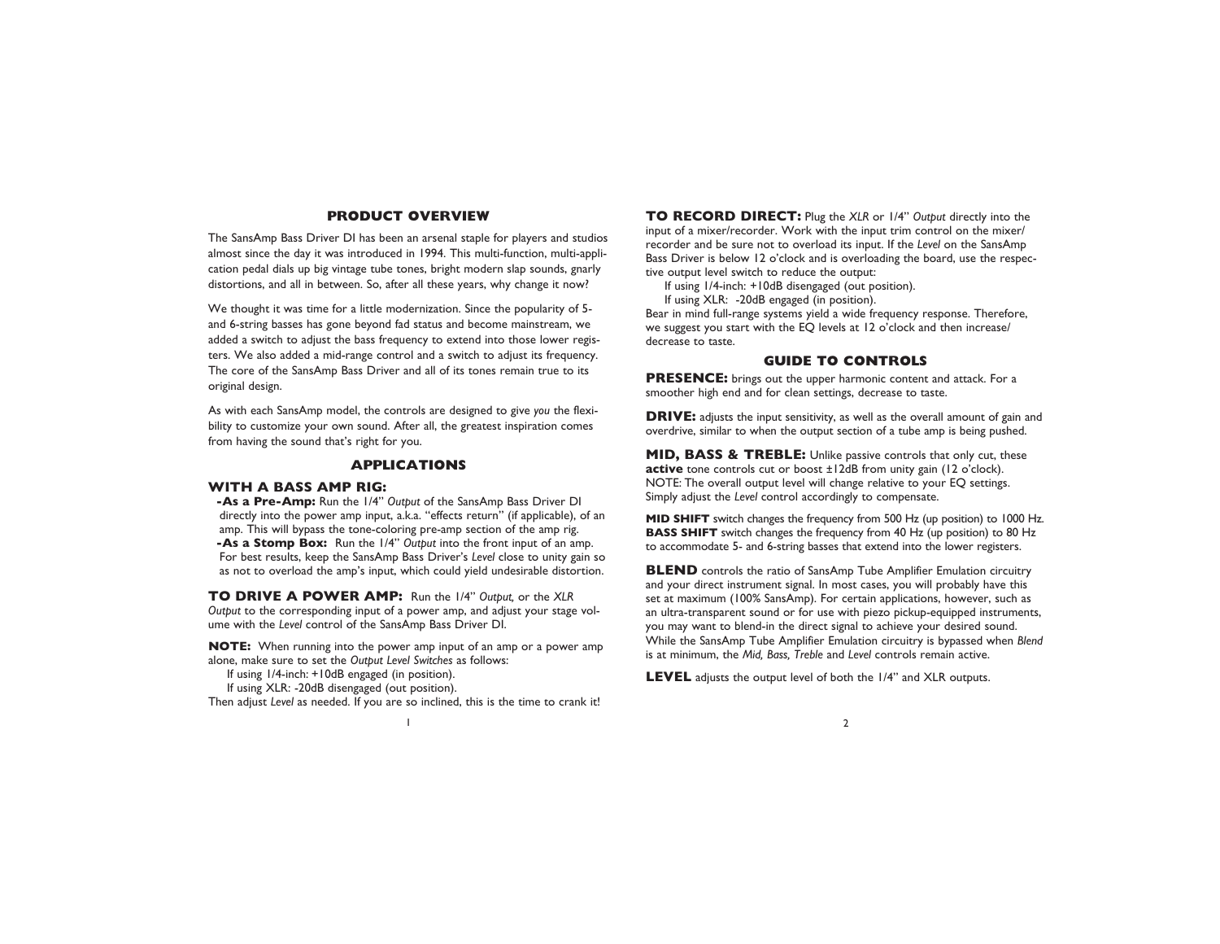## PRODUCT OVERVIEW

The SansAmp Bass Driver DI has been an arsenal staple for players and studios almost since the day it was introduced in 1994. This multi-function, multi-application pedal dials up big vintage tube tones, bright modern slap sounds, gnarly distortions, and all in between. So, after all these years, why change it now?

We thought it was time for a little modernization. Since the popularity of 5- and 6-string basses has gone beyond fad status and become mainstream, we added a switch to adjust the bass frequency to extend into those lower registers. We also added a mid-range control and a switch to adjust its frequency. The core of the SansAmp Bass Driver and all of its tones remain true to its original design.

As with each SansAmp model, the controls are designed to give *you* the flexibility to customize your own sound. After all, the greatest inspiration comes from having the sound that's right for you.

## APPLICATIONS

### WITH A BASS AMP RIG:

**-As a Pre-Amp:** Run the 1/4" *Output* of the SansAmp Bass Driver DI directly into the power amp input, a.k.a. "effects return" (if applicable), of an amp. This will bypass the tone-coloring pre-amp section of the amp rig.

**-As a Stomp Box:** Run the 1/4" *Output* into the front input of an amp. For best results, keep the SansAmp Bass Driver's *Level* close to unity gain so as not to overload the amp's input, which could yield undesirable distortion.

**TO DRIVE A POWER AMP:** Run the 1/4" *Output,* or the *XLR Output* to the corresponding input of a power amp, and adjust your stage volume with the *Level* control of the SansAmp Bass Driver DI.

**NOTE:** When running into the power amp input of an amp or a power amp alone, make sure to set the *Output Level Switches* as follows:

If using 1/4-inch: +10dB engaged (in position).
If using XLR: -20dB disengaged (out position).

Then adjust *Level* as needed. If you are so inclined, this is the time to crank it!

**TO RECORD DIRECT:** Plug the *XLR* or 1/4" *Output* directly into the input of a mixer/recorder. Work with the input trim control on the mixer/recorder and be sure not to overload its input. If the *Level* on the SansAmp Bass Driver is below 12 o'clock and is overloading the board, use the respective output level switch to reduce the output:

If using 1/4-inch: +10dB disengaged (out position).
If using XLR: -20dB engaged (in position).

Bear in mind full-range systems yield a wide frequency response. Therefore, we suggest you start with the EQ levels at 12 o'clock and then increase/decrease to taste.

## GUIDE TO CONTROLS

**PRESENCE:** brings out the upper harmonic content and attack. For a smoother high end and for clean settings, decrease to taste.

**DRIVE:** adjusts the input sensitivity, as well as the overall amount of gain and overdrive, similar to when the output section of a tube amp is being pushed.

**MID, BASS & TREBLE:** Unlike passive controls that only cut, these **active** tone controls cut or boost ±12dB from unity gain (12 o'clock). NOTE: The overall output level will change relative to your EQ settings. Simply adjust the *Level* control accordingly to compensate.

**MID SHIFT** switch changes the frequency from 500 Hz (up position) to 1000 Hz.
**BASS SHIFT** switch changes the frequency from 40 Hz (up position) to 80 Hz to accommodate 5- and 6-string basses that extend into the lower registers.

**BLEND** controls the ratio of SansAmp Tube Amplifier Emulation circuitry and your direct instrument signal. In most cases, you will probably have this set at maximum (100% SansAmp). For certain applications, however, such as an ultra-transparent sound or for use with piezo pickup-equipped instruments, you may want to blend-in the direct signal to achieve your desired sound. While the SansAmp Tube Amplifier Emulation circuitry is bypassed when *Blend* is at minimum, the *Mid, Bass, Treble* and *Level* controls remain active.

**LEVEL** adjusts the output level of both the 1/4" and XLR outputs.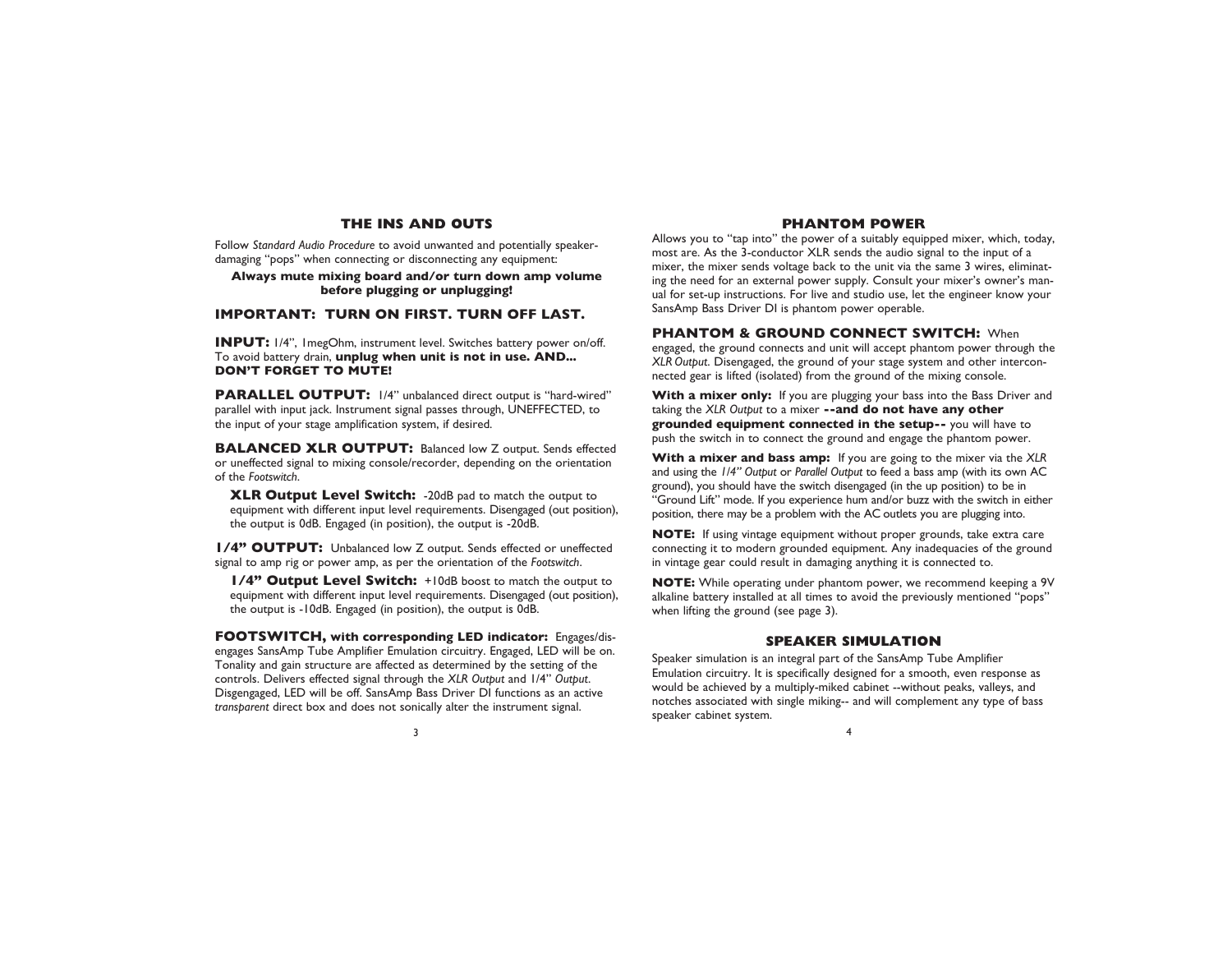## THE INS AND OUTS

Follow *Standard Audio Procedure* to avoid unwanted and potentially speaker-damaging "pops" when connecting or disconnecting any equipment:

**Always mute mixing board and/or turn down amp volume before plugging or unplugging!**

**IMPORTANT: TURN ON FIRST. TURN OFF LAST.**

**INPUT:** 1/4", 1megOhm, instrument level. Switches battery power on/off. To avoid battery drain, **unplug when unit is not in use. AND... DON'T FORGET TO MUTE!**

**PARALLEL OUTPUT:** 1/4" unbalanced direct output is "hard-wired" parallel with input jack. Instrument signal passes through, UNEFFECTED, to the input of your stage amplification system, if desired.

**BALANCED XLR OUTPUT:** Balanced low Z output. Sends effected or uneffected signal to mixing console/recorder, depending on the orientation of the *Footswitch*.

**XLR Output Level Switch:** -20dB pad to match the output to equipment with different input level requirements. Disengaged (out position), the output is 0dB. Engaged (in position), the output is -20dB.

**1/4" OUTPUT:** Unbalanced low Z output. Sends effected or uneffected signal to amp rig or power amp, as per the orientation of the *Footswitch*.

**1/4" Output Level Switch:** +10dB boost to match the output to equipment with different input level requirements. Disengaged (out position), the output is -10dB. Engaged (in position), the output is 0dB.

**FOOTSWITCH, with corresponding LED indicator:** Engages/disengages SansAmp Tube Amplifier Emulation circuitry. Engaged, LED will be on. Tonality and gain structure are affected as determined by the setting of the controls. Delivers effected signal through the *XLR Output* and 1/4" *Output*. Disgengaged, LED will be off. SansAmp Bass Driver DI functions as an active *transparent* direct box and does not sonically alter the instrument signal.

## PHANTOM POWER

Allows you to "tap into" the power of a suitably equipped mixer, which, today, most are. As the 3-conductor XLR sends the audio signal to the input of a mixer, the mixer sends voltage back to the unit via the same 3 wires, eliminating the need for an external power supply. Consult your mixer's owner's manual for set-up instructions. For live and studio use, let the engineer know your SansAmp Bass Driver DI is phantom power operable.

**PHANTOM & GROUND CONNECT SWITCH:** When engaged, the ground connects and unit will accept phantom power through the *XLR Output*. Disengaged, the ground of your stage system and other interconnected gear is lifted (isolated) from the ground of the mixing console.

**With a mixer only:** If you are plugging your bass into the Bass Driver and taking the *XLR Output* to a mixer **--and do not have any other grounded equipment connected in the setup--** you will have to push the switch in to connect the ground and engage the phantom power.

**With a mixer and bass amp:** If you are going to the mixer via the *XLR* and using the *1/4" Output* or *Parallel Output* to feed a bass amp (with its own AC ground), you should have the switch disengaged (in the up position) to be in "Ground Lift" mode. If you experience hum and/or buzz with the switch in either position, there may be a problem with the AC outlets you are plugging into.

**NOTE:** If using vintage equipment without proper grounds, take extra care connecting it to modern grounded equipment. Any inadequacies of the ground in vintage gear could result in damaging anything it is connected to.

**NOTE:** While operating under phantom power, we recommend keeping a 9V alkaline battery installed at all times to avoid the previously mentioned "pops" when lifting the ground (see page 3).

## SPEAKER SIMULATION

Speaker simulation is an integral part of the SansAmp Tube Amplifier Emulation circuitry. It is specifically designed for a smooth, even response as would be achieved by a multiply-miked cabinet --without peaks, valleys, and notches associated with single miking-- and will complement any type of bass speaker cabinet system.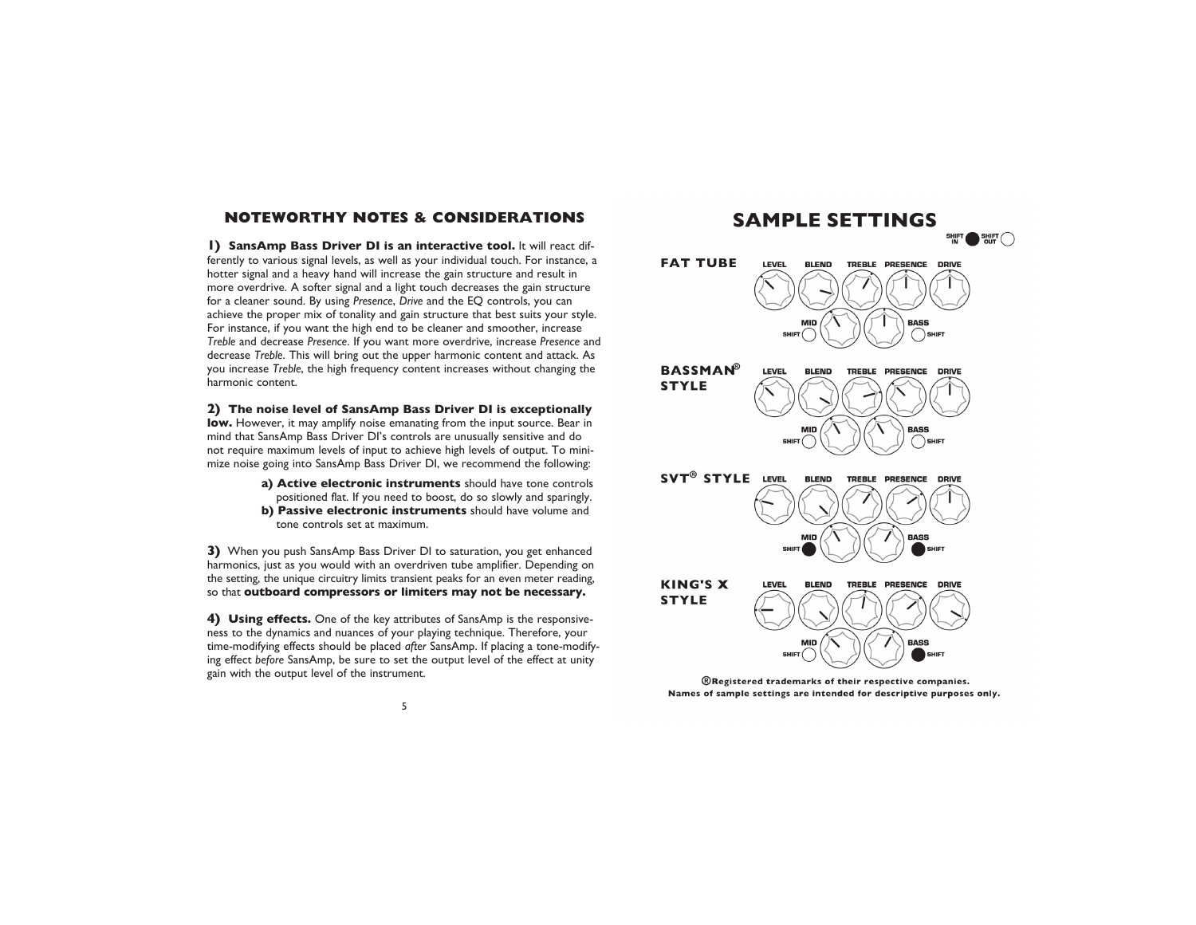## NOTEWORTHY NOTES & CONSIDERATIONS

**1) SansAmp Bass Driver DI is an interactive tool.** It will react differently to various signal levels, as well as your individual touch. For instance, a hotter signal and a heavy hand will increase the gain structure and result in more overdrive. A softer signal and a light touch decreases the gain structure for a cleaner sound. By using *Presence*, *Drive* and the EQ controls, you can achieve the proper mix of tonality and gain structure that best suits your style. For instance, if you want the high end to be cleaner and smoother, increase *Treble* and decrease *Presence*. If you want more overdrive, increase *Presence* and decrease *Treble*. This will bring out the upper harmonic content and attack. As you increase *Treble*, the high frequency content increases without changing the harmonic content.

**2) The noise level of SansAmp Bass Driver DI is exceptionally low.** However, it may amplify noise emanating from the input source. Bear in mind that SansAmp Bass Driver DI's controls are unusually sensitive and do not require maximum levels of input to achieve high levels of output. To minimize noise going into SansAmp Bass Driver DI, we recommend the following:

- **a) Active electronic instruments** should have tone controls positioned flat. If you need to boost, do so slowly and sparingly.
- **b) Passive electronic instruments** should have volume and tone controls set at maximum.

**3)** When you push SansAmp Bass Driver DI to saturation, you get enhanced harmonics, just as you would with an overdriven tube amplifier. Depending on the setting, the unique circuitry limits transient peaks for an even meter reading, so that **outboard compressors or limiters may not be necessary.**

**4) Using effects.** One of the key attributes of SansAmp is the responsiveness to the dynamics and nuances of your playing technique. Therefore, your time-modifying effects should be placed *after* SansAmp. If placing a tone-modifying effect *before* SansAmp, be sure to set the output level of the effect at unity gain with the output level of the instrument.

## SAMPLE SETTINGS

SHIFT IN ● SHIFT OUT ○

**FAT TUBE**

LEVEL BLEND TREBLE PRESENCE DRIVE

MID BASS

SHIFT ○ SHIFT ○

**BASSMAN® STYLE**

LEVEL BLEND TREBLE PRESENCE DRIVE

MID BASS

SHIFT ○ SHIFT ○

**SVT® STYLE**

LEVEL BLEND TREBLE PRESENCE DRIVE

MID BASS

SHIFT ● SHIFT ●

**KING'S X STYLE**

LEVEL BLEND TREBLE PRESENCE DRIVE

MID BASS

SHIFT ○ SHIFT ●

**®Registered trademarks of their respective companies.**
**Names of sample settings are intended for descriptive purposes only.**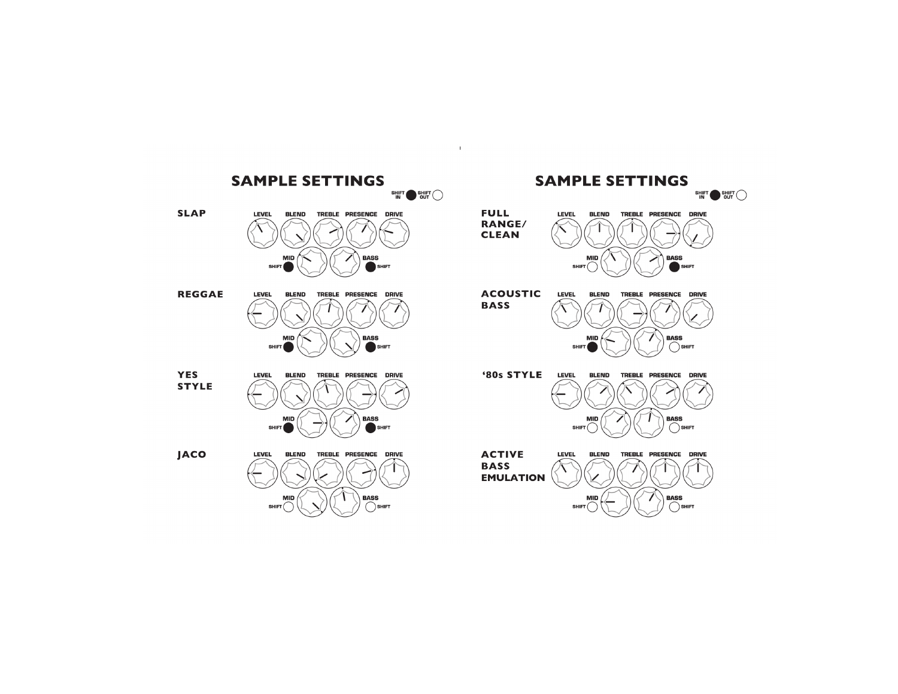## SAMPLE SETTINGS

SHIFT IN ● SHIFT OUT ○

**SLAP**

LEVEL BLEND TREBLE PRESENCE DRIVE

MID SHIFT ● BASS SHIFT ●

**REGGAE**

LEVEL BLEND TREBLE PRESENCE DRIVE

MID SHIFT ● BASS SHIFT ●

**YES STYLE**

LEVEL BLEND TREBLE PRESENCE DRIVE

MID SHIFT ● BASS SHIFT ●

**JACO**

LEVEL BLEND TREBLE PRESENCE DRIVE

MID SHIFT ○ BASS SHIFT ○

## SAMPLE SETTINGS

SHIFT IN ● SHIFT OUT ○

**FULL RANGE/ CLEAN**

LEVEL BLEND TREBLE PRESENCE DRIVE

MID SHIFT ○ BASS SHIFT ●

**ACOUSTIC BASS**

LEVEL BLEND TREBLE PRESENCE DRIVE

MID SHIFT ● BASS SHIFT ○

**'80s STYLE**

LEVEL BLEND TREBLE PRESENCE DRIVE

MID SHIFT ○ BASS SHIFT ○

**ACTIVE BASS EMULATION**

LEVEL BLEND TREBLE PRESENCE DRIVE

MID SHIFT ○ BASS SHIFT ○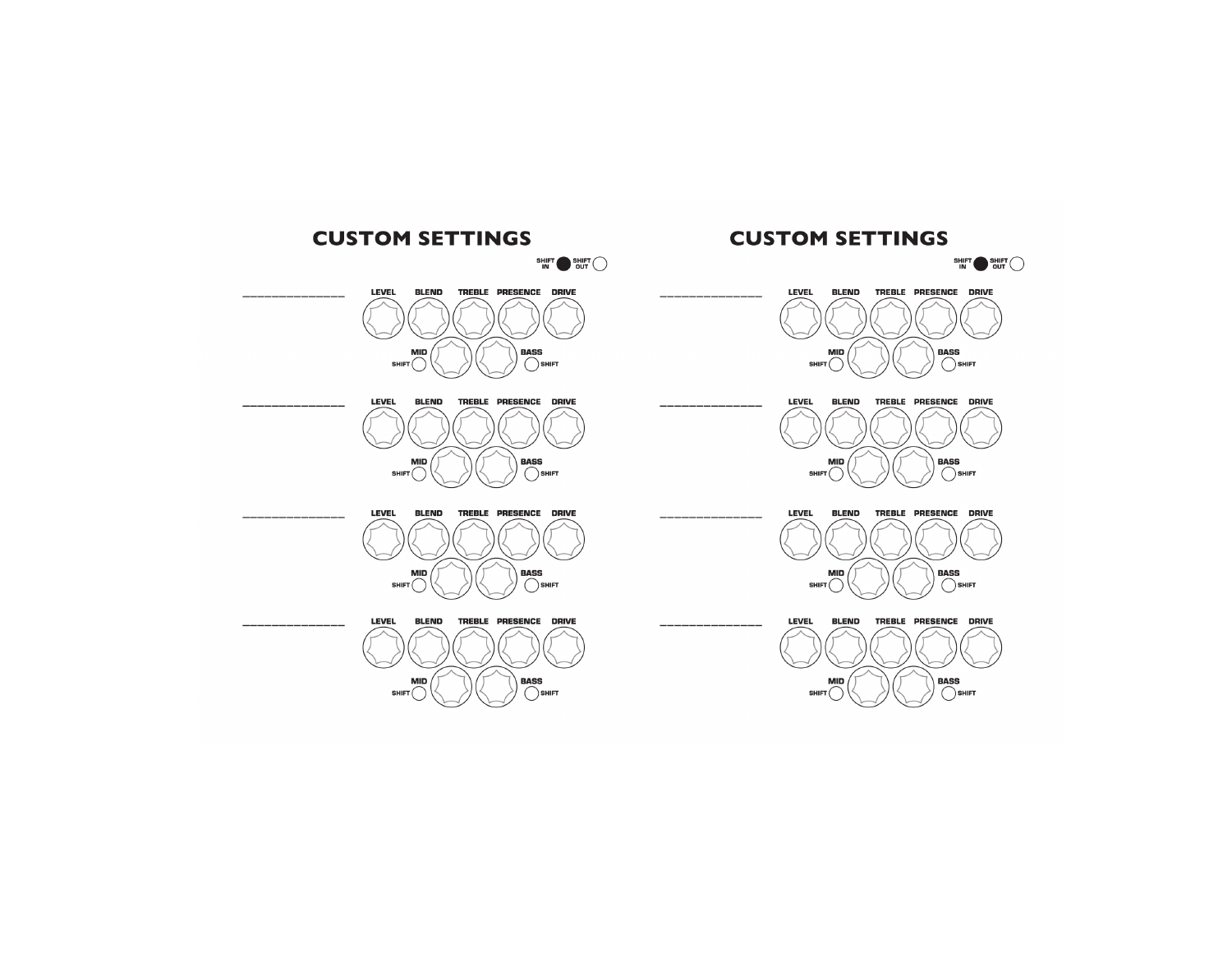# CUSTOM SETTINGS

SHIFT IN SHIFT OUT

_______________

LEVEL BLEND TREBLE PRESENCE DRIVE

MID BASS

SHIFT SHIFT

_______________

LEVEL BLEND TREBLE PRESENCE DRIVE

MID BASS

SHIFT SHIFT

_______________

LEVEL BLEND TREBLE PRESENCE DRIVE

MID BASS

SHIFT SHIFT

_______________

LEVEL BLEND TREBLE PRESENCE DRIVE

MID BASS

SHIFT SHIFT

# CUSTOM SETTINGS

SHIFT IN SHIFT OUT

_______________

LEVEL BLEND TREBLE PRESENCE DRIVE

MID BASS

SHIFT SHIFT

_______________

LEVEL BLEND TREBLE PRESENCE DRIVE

MID BASS

SHIFT SHIFT

_______________

LEVEL BLEND TREBLE PRESENCE DRIVE

MID BASS

SHIFT SHIFT

_______________

LEVEL BLEND TREBLE PRESENCE DRIVE

MID BASS

SHIFT SHIFT